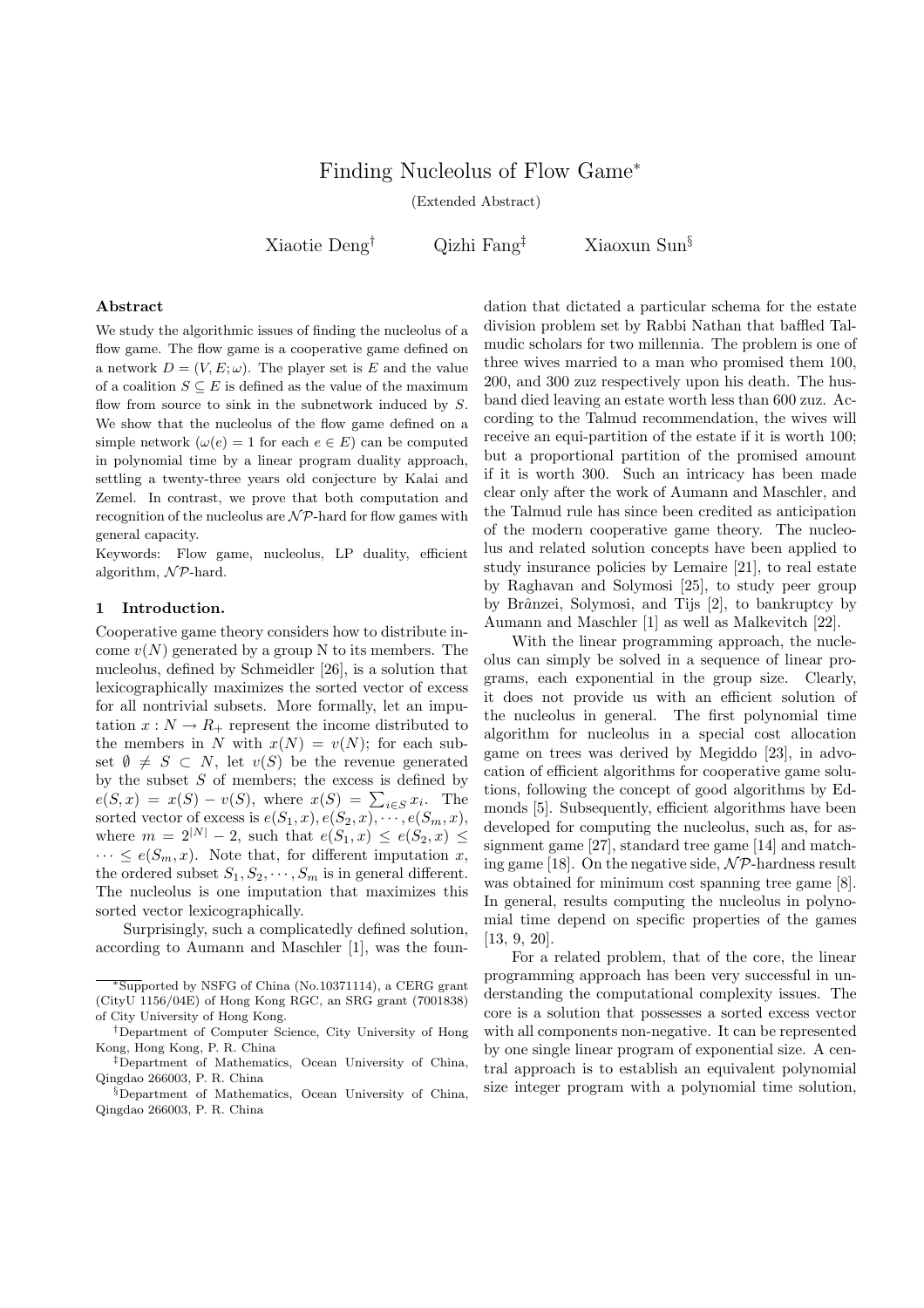# Finding Nucleolus of Flow Game*

(Extended Abstract)

Xiaotie Deng[†] Qizhi Fang[‡] Xiaoxun Sun[§]

### Abstract

We study the algorithmic issues of finding the nucleolus of a flow game. The flow game is a cooperative game defined on a network $D = (V, E; \omega)$. The player set is $E$ and the value of a coalition $S \subseteq E$ is defined as the value of the maximum flow from source to sink in the subnetwork induced by $S$. We show that the nucleolus of the flow game defined on a simple network ($\omega(e) = 1$ for each $e \in E$) can be computed in polynomial time by a linear program duality approach, settling a twenty-three years old conjecture by Kalai and Zemel. In contrast, we prove that both computation and recognition of the nucleolus are $\mathcal{NP}$-hard for flow games with general capacity.

Keywords: Flow game, nucleolus, LP duality, efficient algorithm, $\mathcal{NP}$-hard.

## 1 Introduction.

Cooperative game theory considers how to distribute income $v(N)$ generated by a group N to its members. The nucleolus, defined by Schmeidler [26], is a solution that lexicographically maximizes the sorted vector of excess for all nontrivial subsets. More formally, let an imputation $x : N \to R_+$ represent the income distributed to the members in $N$ with $x(N) = v(N)$; for each subset $\emptyset \neq S \subset N$, let $v(S)$ be the revenue generated by the subset $S$ of members; the excess is defined by $e(S, x) = x(S) - v(S)$, where $x(S) = \sum_{i \in S} x_i$. The sorted vector of excess is $e(S_1, x), e(S_2, x), \cdots, e(S_m, x)$, where $m = 2^{|N|} - 2$, such that $e(S_1, x) \leq e(S_2, x) \leq \cdots \leq e(S_m, x)$. Note that, for different imputation $x$, the ordered subset $S_1, S_2, \cdots, S_m$ is in general different. The nucleolus is one imputation that maximizes this sorted vector lexicographically.

Surprisingly, such a complicatedly defined solution, according to Aumann and Maschler [1], was the foundation that dictated a particular schema for the estate division problem set by Rabbi Nathan that baffled Talmudic scholars for two millennia. The problem is one of three wives married to a man who promised them 100, 200, and 300 zuz respectively upon his death. The husband died leaving an estate worth less than 600 zuz. According to the Talmud recommendation, the wives will receive an equi-partition of the estate if it is worth 100; but a proportional partition of the promised amount if it is worth 300. Such an intricacy has been made clear only after the work of Aumann and Maschler, and the Talmud rule has since been credited as anticipation of the modern cooperative game theory. The nucleolus and related solution concepts have been applied to study insurance policies by Lemaire [21], to real estate by Raghavan and Solymosi [25], to study peer group by Brânzei, Solymosi, and Tijs [2], to bankruptcy by Aumann and Maschler [1] as well as Malkevitch [22].

With the linear programming approach, the nucleolus can simply be solved in a sequence of linear programs, each exponential in the group size. Clearly, it does not provide us with an efficient solution of the nucleolus in general. The first polynomial time algorithm for nucleolus in a special cost allocation game on trees was derived by Megiddo [23], in advocation of efficient algorithms for cooperative game solutions, following the concept of good algorithms by Edmonds [5]. Subsequently, efficient algorithms have been developed for computing the nucleolus, such as, for assignment game [27], standard tree game [14] and matching game [18]. On the negative side, $\mathcal{NP}$-hardness result was obtained for minimum cost spanning tree game [8]. In general, results computing the nucleolus in polynomial time depend on specific properties of the games [13, 9, 20].

For a related problem, that of the core, the linear programming approach has been very successful in understanding the computational complexity issues. The core is a solution that possesses a sorted excess vector with all components non-negative. It can be represented by one single linear program of exponential size. A central approach is to establish an equivalent polynomial size integer program with a polynomial time solution,

---

*Supported by NSFG of China (No.10371114), a CERG grant (CityU 1156/04E) of Hong Kong RGC, an SRG grant (7001838) of City University of Hong Kong.

†Department of Computer Science, City University of Hong Kong, Hong Kong, P. R. China

‡Department of Mathematics, Ocean University of China, Qingdao 266003, P. R. China

§Department of Mathematics, Ocean University of China, Qingdao 266003, P. R. China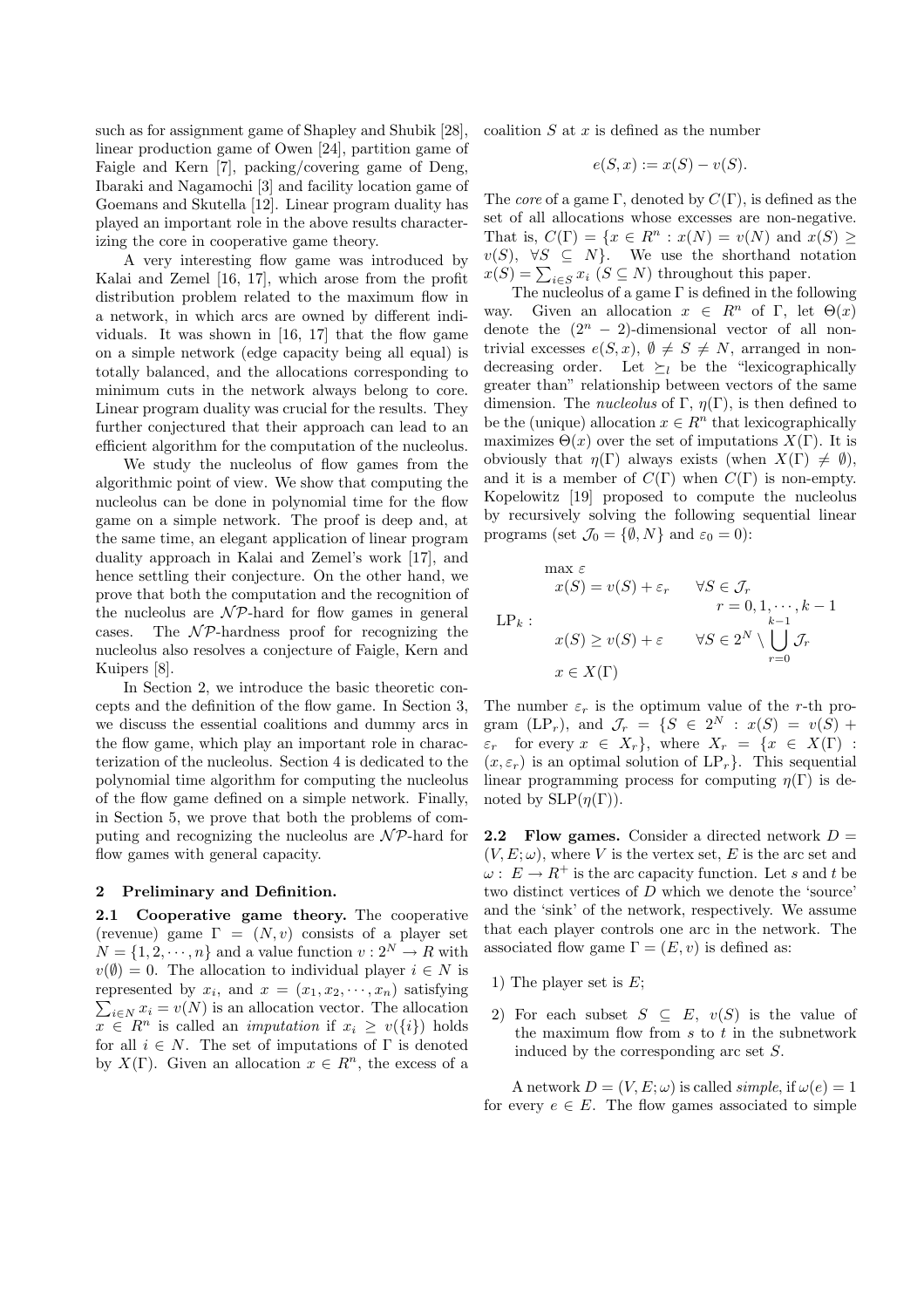such as for assignment game of Shapley and Shubik [28], linear production game of Owen [24], partition game of Faigle and Kern [7], packing/covering game of Deng, Ibaraki and Nagamochi [3] and facility location game of Goemans and Skutella [12]. Linear program duality has played an important role in the above results characterizing the core in cooperative game theory.

A very interesting flow game was introduced by Kalai and Zemel [16, 17], which arose from the profit distribution problem related to the maximum flow in a network, in which arcs are owned by different individuals. It was shown in [16, 17] that the flow game on a simple network (edge capacity being all equal) is totally balanced, and the allocations corresponding to minimum cuts in the network always belong to core. Linear program duality was crucial for the results. They further conjectured that their approach can lead to an efficient algorithm for the computation of the nucleolus.

We study the nucleolus of flow games from the algorithmic point of view. We show that computing the nucleolus can be done in polynomial time for the flow game on a simple network. The proof is deep and, at the same time, an elegant application of linear program duality approach in Kalai and Zemel's work [17], and hence settling their conjecture. On the other hand, we prove that both the computation and the recognition of the nucleolus are $\mathcal{NP}$-hard for flow games in general cases. The $\mathcal{NP}$-hardness proof for recognizing the nucleolus also resolves a conjecture of Faigle, Kern and Kuipers [8].

In Section 2, we introduce the basic theoretic concepts and the definition of the flow game. In Section 3, we discuss the essential coalitions and dummy arcs in the flow game, which play an important role in characterization of the nucleolus. Section 4 is dedicated to the polynomial time algorithm for computing the nucleolus of the flow game defined on a simple network. Finally, in Section 5, we prove that both the problems of computing and recognizing the nucleolus are $\mathcal{NP}$-hard for flow games with general capacity.

## 2 Preliminary and Definition.

**2.1 Cooperative game theory.** The cooperative (revenue) game $\Gamma = (N, v)$ consists of a player set $N = \{1, 2, \cdots, n\}$ and a value function $v : 2^N \to R$ with $v(\emptyset) = 0$. The allocation to individual player $i \in N$ is represented by $x_i$, and $x = (x_1, x_2, \cdots, x_n)$ satisfying $\sum_{i \in N} x_i = v(N)$ is an allocation vector. The allocation $x \in R^n$ is called an *imputation* if $x_i \geq v(\{i\})$ holds for all $i \in N$. The set of imputations of $\Gamma$ is denoted by $X(\Gamma)$. Given an allocation $x \in R^n$, the excess of a coalition $S$ at $x$ is defined as the number

$$e(S, x) := x(S) - v(S).$$

The *core* of a game $\Gamma$, denoted by $C(\Gamma)$, is defined as the set of all allocations whose excesses are non-negative. That is, $C(\Gamma) = \{x \in R^n : x(N) = v(N) \text{ and } x(S) \geq v(S), \ \forall S \subseteq N\}$. We use the shorthand notation $x(S) = \sum_{i \in S} x_i$ $(S \subseteq N)$ throughout this paper.

The nucleolus of a game $\Gamma$ is defined in the following way. Given an allocation $x \in R^n$ of $\Gamma$, let $\Theta(x)$ denote the $(2^n - 2)$-dimensional vector of all non-trivial excesses $e(S, x)$, $\emptyset \neq S \neq N$, arranged in non-decreasing order. Let $\succeq_l$ be the "lexicographically greater than" relationship between vectors of the same dimension. The *nucleolus* of $\Gamma$, $\eta(\Gamma)$, is then defined to be the (unique) allocation $x \in R^n$ that lexicographically maximizes $\Theta(x)$ over the set of imputations $X(\Gamma)$. It is obviously that $\eta(\Gamma)$ always exists (when $X(\Gamma) \neq \emptyset$), and it is a member of $C(\Gamma)$ when $C(\Gamma)$ is non-empty. Kopelowitz [19] proposed to compute the nucleolus by recursively solving the following sequential linear programs (set $\mathcal{J}_0 = \{\emptyset, N\}$ and $\varepsilon_0 = 0$):

$$\text{LP}_k: \quad \begin{array}{lll} \max \varepsilon & & \\ x(S) = v(S) + \varepsilon_r & \forall S \in \mathcal{J}_r & \\ & r = 0, 1, \cdots, k-1 & \\ x(S) \geq v(S) + \varepsilon & \forall S \in 2^N \setminus \bigcup_{r=0}^{k-1} \mathcal{J}_r & \\ x \in X(\Gamma) & & \end{array}$$

The number $\varepsilon_r$ is the optimum value of the $r$-th program ($\text{LP}_r$), and $\mathcal{J}_r = \{S \in 2^N : x(S) = v(S) + \varepsilon_r \text{ for every } x \in X_r\}$, where $X_r = \{x \in X(\Gamma) : (x, \varepsilon_r) \text{ is an optimal solution of } \text{LP}_r\}$. This sequential linear programming process for computing $\eta(\Gamma)$ is denoted by $\text{SLP}(\eta(\Gamma))$.

**2.2 Flow games.** Consider a directed network $D = (V, E; \omega)$, where $V$ is the vertex set, $E$ is the arc set and $\omega : E \to R^+$ is the arc capacity function. Let $s$ and $t$ be two distinct vertices of $D$ which we denote the 'source' and the 'sink' of the network, respectively. We assume that each player controls one arc in the network. The associated flow game $\Gamma = (E, v)$ is defined as:

1) The player set is $E$;

2) For each subset $S \subseteq E$, $v(S)$ is the value of the maximum flow from $s$ to $t$ in the subnetwork induced by the corresponding arc set $S$.

A network $D = (V, E; \omega)$ is called *simple*, if $\omega(e) = 1$ for every $e \in E$. The flow games associated to simple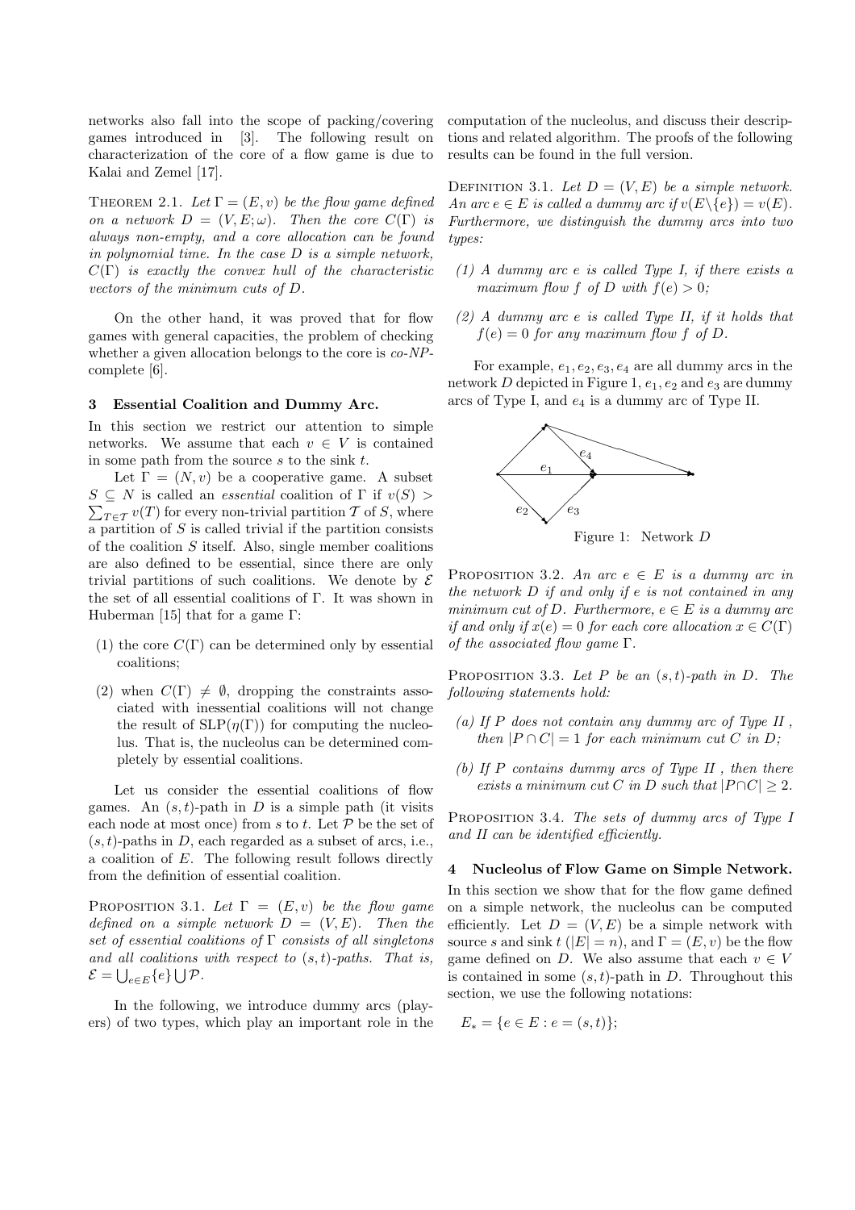networks also fall into the scope of packing/covering games introduced in [3]. The following result on characterization of the core of a flow game is due to Kalai and Zemel [17].

**Theorem 2.1.** *Let $\Gamma = (E, v)$ be the flow game defined on a network $D = (V, E; \omega)$. Then the core $C(\Gamma)$ is always non-empty, and a core allocation can be found in polynomial time. In the case $D$ is a simple network, $C(\Gamma)$ is exactly the convex hull of the characteristic vectors of the minimum cuts of $D$.*

On the other hand, it was proved that for flow games with general capacities, the problem of checking whether a given allocation belongs to the core is *co-NP*-complete [6].

## 3 Essential Coalition and Dummy Arc.

In this section we restrict our attention to simple networks. We assume that each $v \in V$ is contained in some path from the source $s$ to the sink $t$.

Let $\Gamma = (N, v)$ be a cooperative game. A subset $S \subseteq N$ is called an *essential* coalition of $\Gamma$ if $v(S) > \sum_{T \in \mathcal{T}} v(T)$ for every non-trivial partition $\mathcal{T}$ of $S$, where a partition of $S$ is called trivial if the partition consists of the coalition $S$ itself. Also, single member coalitions are also defined to be essential, since there are only trivial partitions of such coalitions. We denote by $\mathcal{E}$ the set of all essential coalitions of $\Gamma$. It was shown in Huberman [15] that for a game $\Gamma$:

(1) the core $C(\Gamma)$ can be determined only by essential coalitions;

(2) when $C(\Gamma) \neq \emptyset$, dropping the constraints associated with inessential coalitions will not change the result of $\text{SLP}(\eta(\Gamma))$ for computing the nucleolus. That is, the nucleolus can be determined completely by essential coalitions.

Let us consider the essential coalitions of flow games. An $(s, t)$-path in $D$ is a simple path (it visits each node at most once) from $s$ to $t$. Let $\mathcal{P}$ be the set of $(s, t)$-paths in $D$, each regarded as a subset of arcs, i.e., a coalition of $E$. The following result follows directly from the definition of essential coalition.

**Proposition 3.1.** *Let $\Gamma = (E, v)$ be the flow game defined on a simple network $D = (V, E)$. Then the set of essential coalitions of $\Gamma$ consists of all singletons and all coalitions with respect to $(s, t)$-paths. That is, $\mathcal{E} = \bigcup_{e \in E} \{e\} \bigcup \mathcal{P}$.*

In the following, we introduce dummy arcs (players) of two types, which play an important role in the computation of the nucleolus, and discuss their descriptions and related algorithm. The proofs of the following results can be found in the full version.

**Definition 3.1.** *Let $D = (V, E)$ be a simple network. An arc $e \in E$ is called a dummy arc if $v(E \backslash \{e\}) = v(E)$. Furthermore, we distinguish the dummy arcs into two types:*

*(1) A dummy arc $e$ is called Type I, if there exists a maximum flow $f$ of $D$ with $f(e) > 0$;*

*(2) A dummy arc $e$ is called Type II, if it holds that $f(e) = 0$ for any maximum flow $f$ of $D$.*

For example, $e_1, e_2, e_3, e_4$ are all dummy arcs in the network $D$ depicted in Figure 1, $e_1, e_2$ and $e_3$ are dummy arcs of Type I, and $e_4$ is a dummy arc of Type II.

Figure 1: Network $D$

**Proposition 3.2.** *An arc $e \in E$ is a dummy arc in the network $D$ if and only if $e$ is not contained in any minimum cut of $D$. Furthermore, $e \in E$ is a dummy arc if and only if $x(e) = 0$ for each core allocation $x \in C(\Gamma)$ of the associated flow game $\Gamma$.*

**Proposition 3.3.** *Let $P$ be an $(s, t)$-path in $D$. The following statements hold:*

*(a) If $P$ does not contain any dummy arc of Type II , then $|P \cap C| = 1$ for each minimum cut $C$ in $D$;*

*(b) If $P$ contains dummy arcs of Type II , then there exists a minimum cut $C$ in $D$ such that $|P \cap C| \geq 2$.*

**Proposition 3.4.** *The sets of dummy arcs of Type I and II can be identified efficiently.*

## 4 Nucleolus of Flow Game on Simple Network.

In this section we show that for the flow game defined on a simple network, the nucleolus can be computed efficiently. Let $D = (V, E)$ be a simple network with source $s$ and sink $t$ ($|E| = n$), and $\Gamma = (E, v)$ be the flow game defined on $D$. We also assume that each $v \in V$ is contained in some $(s, t)$-path in $D$. Throughout this section, we use the following notations:

$E_* = \{e \in E : e = (s, t)\}$;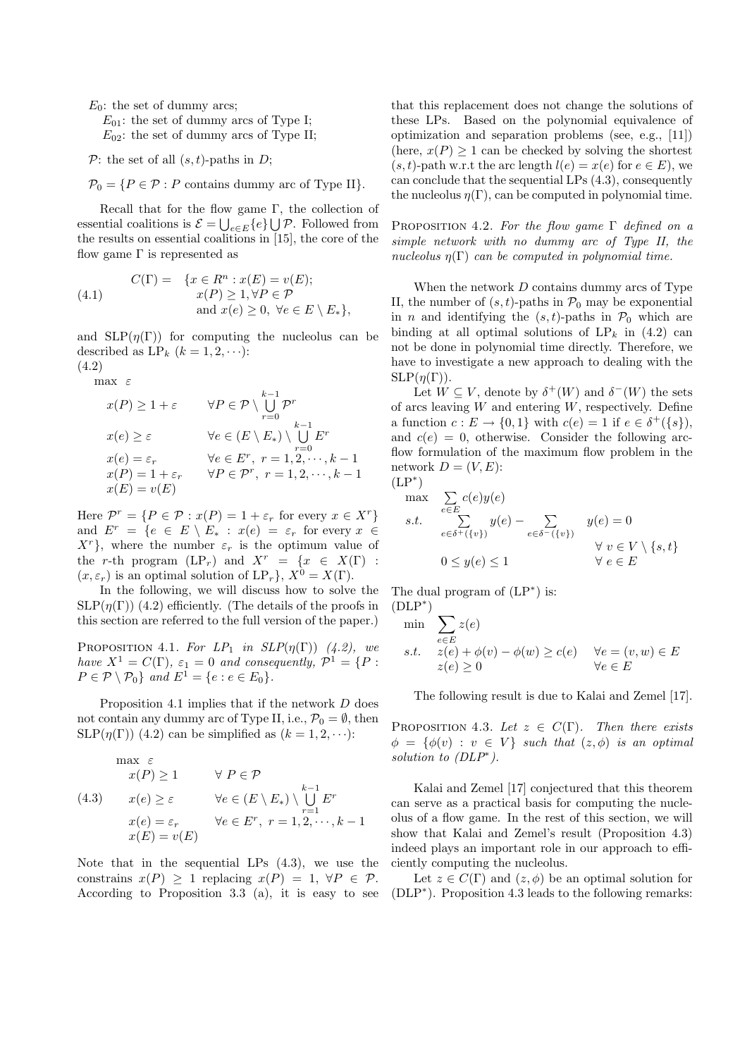$E_0$: the set of dummy arcs;

$E_{01}$: the set of dummy arcs of Type I;

$E_{02}$: the set of dummy arcs of Type II;

$\mathcal{P}$: the set of all $(s,t)$-paths in $D$;

$\mathcal{P}_0 = \{P \in \mathcal{P} : P \text{ contains dummy arc of Type II}\}$.

Recall that for the flow game $\Gamma$, the collection of essential coalitions is $\mathcal{E} = \bigcup_{e \in E}\{e\} \bigcup \mathcal{P}$. Followed from the results on essential coalitions in [15], the core of the flow game $\Gamma$ is represented as

$$
(4.1) \qquad C(\Gamma) = \begin{array}{l} \{x \in R^n : x(E) = v(E); \\ \quad x(P) \geq 1, \forall P \in \mathcal{P} \\ \quad \text{and } x(e) \geq 0, \ \forall e \in E \setminus E_*\}, \end{array}
$$

and $\mathrm{SLP}(\eta(\Gamma))$ for computing the nucleolus can be described as $\mathrm{LP}_k$ $(k = 1, 2, \cdots)$:

(4.2)

$$
\begin{array}{lll}
\max & \varepsilon & \\
& x(P) \geq 1 + \varepsilon & \forall P \in \mathcal{P} \setminus \bigcup\limits_{r=0}^{k-1} \mathcal{P}^r \\
& x(e) \geq \varepsilon & \forall e \in (E \setminus E_*) \setminus \bigcup\limits_{r=0}^{k-1} E^r \\
& x(e) = \varepsilon_r & \forall e \in E^r, \ r = 1, 2, \cdots, k-1 \\
& x(P) = 1 + \varepsilon_r & \forall P \in \mathcal{P}^r, \ r = 1, 2, \cdots, k-1 \\
& x(E) = v(E) &
\end{array}
$$

Here $\mathcal{P}^r = \{P \in \mathcal{P} : x(P) = 1 + \varepsilon_r \text{ for every } x \in X^r\}$ and $E^r = \{e \in E \setminus E_* : x(e) = \varepsilon_r \text{ for every } x \in X^r\}$, where the number $\varepsilon_r$ is the optimum value of the $r$-th program $(\mathrm{LP}_r)$ and $X^r = \{x \in X(\Gamma) : (x, \varepsilon_r) \text{ is an optimal solution of } \mathrm{LP}_r\}$, $X^0 = X(\Gamma)$.

In the following, we will discuss how to solve the $\mathrm{SLP}(\eta(\Gamma))$ (4.2) efficiently. (The details of the proofs in this section are referred to the full version of the paper.)

Proposition 4.1. *For $LP_1$ in $SLP(\eta(\Gamma))$ (4.2), we have $X^1 = C(\Gamma)$, $\varepsilon_1 = 0$ and consequently, $\mathcal{P}^1 = \{P : P \in \mathcal{P} \setminus \mathcal{P}_0\}$ and $E^1 = \{e : e \in E_0\}$.*

Proposition 4.1 implies that if the network $D$ does not contain any dummy arc of Type II, i.e., $\mathcal{P}_0 = \emptyset$, then $\mathrm{SLP}(\eta(\Gamma))$ (4.2) can be simplified as $(k = 1, 2, \cdots)$:

$$
(4.3) \qquad \begin{array}{lll}
\max & \varepsilon & \\
& x(P) \geq 1 & \forall \ P \in \mathcal{P} \\
& x(e) \geq \varepsilon & \forall e \in (E \setminus E_*) \setminus \bigcup\limits_{r=1}^{k-1} E^r \\
& x(e) = \varepsilon_r & \forall e \in E^r, \ r = 1, 2, \cdots, k-1 \\
& x(E) = v(E) &
\end{array}
$$

Note that in the sequential LPs (4.3), we use the constrains $x(P) \geq 1$ replacing $x(P) = 1$, $\forall P \in \mathcal{P}$. According to Proposition 3.3 (a), it is easy to see that this replacement does not change the solutions of these LPs. Based on the polynomial equivalence of optimization and separation problems (see, e.g., [11]) (here, $x(P) \geq 1$ can be checked by solving the shortest $(s,t)$-path w.r.t the arc length $l(e) = x(e)$ for $e \in E$), we can conclude that the sequential LPs (4.3), consequently the nucleolus $\eta(\Gamma)$, can be computed in polynomial time.

Proposition 4.2. *For the flow game $\Gamma$ defined on a simple network with no dummy arc of Type II, the nucleolus $\eta(\Gamma)$ can be computed in polynomial time.*

When the network $D$ contains dummy arcs of Type II, the number of $(s,t)$-paths in $\mathcal{P}_0$ may be exponential in $n$ and identifying the $(s,t)$-paths in $\mathcal{P}_0$ which are binding at all optimal solutions of $\mathrm{LP}_k$ in (4.2) can not be done in polynomial time directly. Therefore, we have to investigate a new approach to dealing with the $\mathrm{SLP}(\eta(\Gamma))$.

Let $W \subseteq V$, denote by $\delta^+(W)$ and $\delta^-(W)$ the sets of arcs leaving $W$ and entering $W$, respectively. Define a function $c : E \to \{0, 1\}$ with $c(e) = 1$ if $e \in \delta^+(\{s\})$, and $c(e) = 0$, otherwise. Consider the following arc-flow formulation of the maximum flow problem in the network $D = (V, E)$:

$(\mathrm{LP}^*)$

$$
\begin{array}{lll}
\max & \sum\limits_{e \in E} c(e) y(e) & \\
s.t. & \sum\limits_{e \in \delta^+(\{v\})} y(e) - \sum\limits_{e \in \delta^-(\{v\})} y(e) = 0 & \\
& & \forall \ v \in V \setminus \{s, t\} \\
& 0 \leq y(e) \leq 1 & \forall \ e \in E
\end{array}
$$

The dual program of $(\mathrm{LP}^*)$ is:

$(\mathrm{DLP}^*)$

$$
\begin{array}{lll}
\min & \sum\limits_{e \in E} z(e) & \\
s.t. & z(e) + \phi(v) - \phi(w) \geq c(e) & \forall e = (v, w) \in E \\
& z(e) \geq 0 & \forall e \in E
\end{array}
$$

The following result is due to Kalai and Zemel [17].

Proposition 4.3. *Let $z \in C(\Gamma)$. Then there exists $\phi = \{\phi(v) : v \in V\}$ such that $(z, \phi)$ is an optimal solution to $(DLP^*)$.*

Kalai and Zemel [17] conjectured that this theorem can serve as a practical basis for computing the nucleolus of a flow game. In the rest of this section, we will show that Kalai and Zemel's result (Proposition 4.3) indeed plays an important role in our approach to efficiently computing the nucleolus.

Let $z \in C(\Gamma)$ and $(z, \phi)$ be an optimal solution for $(\mathrm{DLP}^*)$. Proposition 4.3 leads to the following remarks: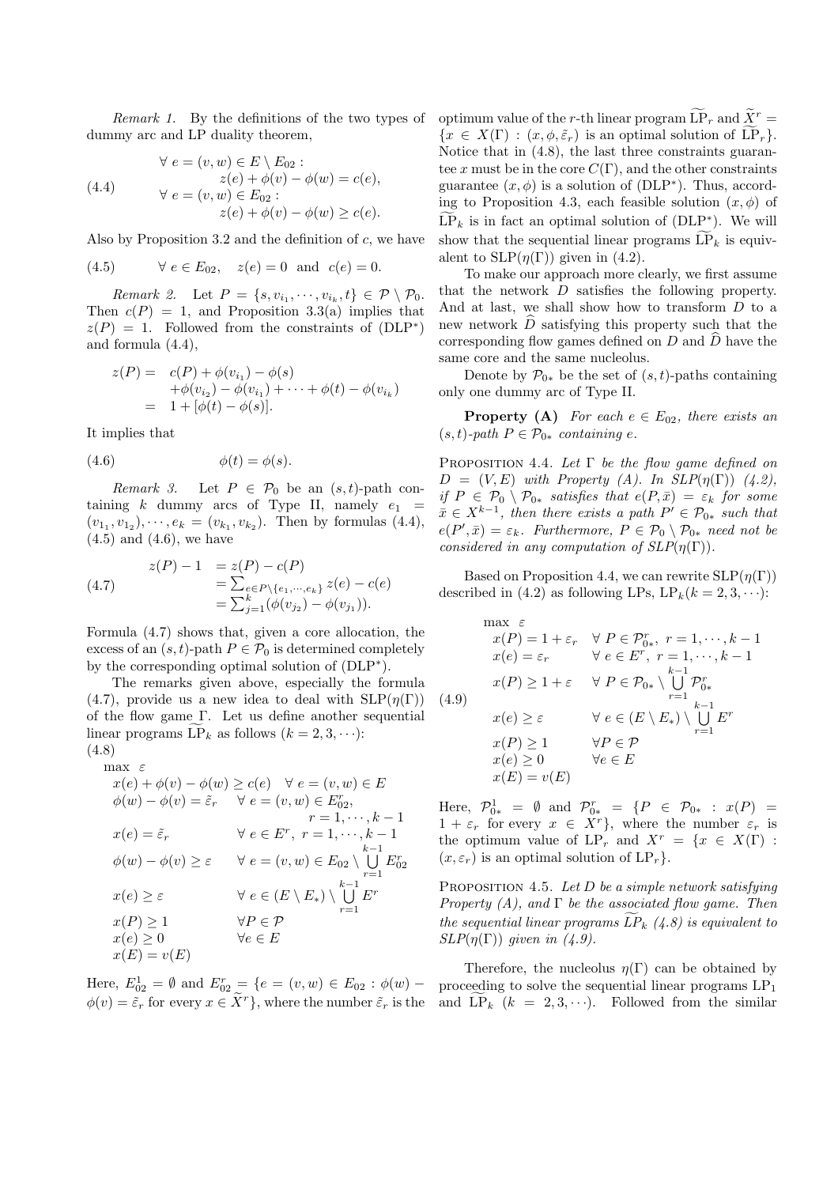*Remark 1.* By the definitions of the two types of dummy arc and LP duality theorem,

$$
\begin{aligned}
&\forall\ e=(v,w)\in E\setminus E_{02}: \\
&\qquad z(e)+\phi(v)-\phi(w)=c(e), \\
&\forall\ e=(v,w)\in E_{02}: \\
&\qquad z(e)+\phi(v)-\phi(w)\geq c(e).
\end{aligned}
\tag{4.4}
$$

Also by Proposition 3.2 and the definition of $c$, we have

$$
\forall\ e\in E_{02},\quad z(e)=0\ \text{ and }\ c(e)=0. \tag{4.5}
$$

*Remark 2.* Let $P=\{s,v_{i_1},\cdots,v_{i_k},t\}\in\mathcal{P}\setminus\mathcal{P}_0$. Then $c(P)=1$, and Proposition 3.3(a) implies that $z(P)=1$. Followed from the constraints of (DLP$^*$) and formula (4.4),

$$
\begin{aligned}
z(P)=\ & c(P)+\phi(v_{i_1})-\phi(s) \\
&+\phi(v_{i_2})-\phi(v_{i_1})+\cdots+\phi(t)-\phi(v_{i_k}) \\
=\ & 1+[\phi(t)-\phi(s)].
\end{aligned}
$$

It implies that

$$
\phi(t)=\phi(s). \tag{4.6}
$$

*Remark 3.* Let $P\in\mathcal{P}_0$ be an $(s,t)$-path containing $k$ dummy arcs of Type II, namely $e_1=(v_{1_1},v_{1_2}),\cdots,e_k=(v_{k_1},v_{k_2})$. Then by formulas (4.4), (4.5) and (4.6), we have

$$
\begin{aligned}
z(P)-1 &= z(P)-c(P) \\
&= \textstyle\sum_{e\in P\setminus\{e_1,\cdots,e_k\}} z(e)-c(e) \\
&= \textstyle\sum_{j=1}^{k}(\phi(v_{j_2})-\phi(v_{j_1})).
\end{aligned}
\tag{4.7}
$$

Formula (4.7) shows that, given a core allocation, the excess of an $(s,t)$-path $P\in\mathcal{P}_0$ is determined completely by the corresponding optimal solution of (DLP$^*$).

The remarks given above, especially the formula (4.7), provide us a new idea to deal with SLP($\eta(\Gamma)$) of the flow game $\Gamma$. Let us define another sequential linear programs $\widetilde{\text{LP}}_k$ as follows ($k=2,3,\cdots$):

$$
\begin{array}{lll}
\max\ \varepsilon & & \\
x(e)+\phi(v)-\phi(w)\geq c(e) & \forall\ e=(v,w)\in E & \\
\phi(w)-\phi(v)=\tilde{\varepsilon}_r & \forall\ e=(v,w)\in E_{02}^r, & \\
 & \qquad r=1,\cdots,k-1 & \\
x(e)=\tilde{\varepsilon}_r & \forall\ e\in E^r,\ r=1,\cdots,k-1 & \\
\phi(w)-\phi(v)\geq\varepsilon & \forall\ e=(v,w)\in E_{02}\setminus\bigcup_{r=1}^{k-1}E_{02}^r & \\
x(e)\geq\varepsilon & \forall\ e\in(E\setminus E_*)\setminus\bigcup_{r=1}^{k-1}E^r & \\
x(P)\geq 1 & \forall P\in\mathcal{P} & \\
x(e)\geq 0 & \forall e\in E & \\
x(E)=v(E) & &
\end{array}
\tag{4.8}
$$

Here, $E_{02}^1=\emptyset$ and $E_{02}^r=\{e=(v,w)\in E_{02}:\phi(w)-\phi(v)=\tilde{\varepsilon}_r$ for every $x\in\widetilde{X}^r\}$, where the number $\tilde{\varepsilon}_r$ is the optimum value of the $r$-th linear program $\widetilde{\text{LP}}_r$ and $\widetilde{X}^r=\{x\in X(\Gamma):(x,\phi,\tilde{\varepsilon}_r)$ is an optimal solution of $\widetilde{\text{LP}}_r\}$. Notice that in (4.8), the last three constraints guarantee $x$ must be in the core $C(\Gamma)$, and the other constraints guarantee $(x,\phi)$ is a solution of (DLP$^*$). Thus, according to Proposition 4.3, each feasible solution $(x,\phi)$ of $\widetilde{\text{LP}}_k$ is in fact an optimal solution of (DLP$^*$). We will show that the sequential linear programs $\widetilde{\text{LP}}_k$ is equivalent to SLP($\eta(\Gamma)$) given in (4.2).

To make our approach more clearly, we first assume that the network $D$ satisfies the following property. And at last, we shall show how to transform $D$ to a new network $\widehat{D}$ satisfying this property such that the corresponding flow games defined on $D$ and $\widehat{D}$ have the same core and the same nucleolus.

Denote by $\mathcal{P}_{0*}$ be the set of $(s,t)$-paths containing only one dummy arc of Type II.

**Property (A)** *For each $e\in E_{02}$, there exists an $(s,t)$-path $P\in\mathcal{P}_{0*}$ containing $e$.*

Proposition 4.4. *Let $\Gamma$ be the flow game defined on $D=(V,E)$ with Property (A). In SLP($\eta(\Gamma)$) (4.2), if $P\in\mathcal{P}_0\setminus\mathcal{P}_{0*}$ satisfies that $e(P,\bar{x})=\varepsilon_k$ for some $\bar{x}\in X^{k-1}$, then there exists a path $P'\in\mathcal{P}_{0*}$ such that $e(P',\bar{x})=\varepsilon_k$. Furthermore, $P\in\mathcal{P}_0\setminus\mathcal{P}_{0*}$ need not be considered in any computation of SLP($\eta(\Gamma)$).*

Based on Proposition 4.4, we can rewrite SLP($\eta(\Gamma)$) described in (4.2) as following LPs, LP$_k$($k=2,3,\cdots$):

$$
\begin{array}{lll}
\max\ \varepsilon & & \\
x(P)=1+\varepsilon_r & \forall\ P\in\mathcal{P}_{0*}^r,\ r=1,\cdots,k-1 & \\
x(e)=\varepsilon_r & \forall\ e\in E^r,\ r=1,\cdots,k-1 & \\
x(P)\geq 1+\varepsilon & \forall\ P\in\mathcal{P}_{0*}\setminus\bigcup_{r=1}^{k-1}\mathcal{P}_{0*}^r & \\
x(e)\geq\varepsilon & \forall\ e\in(E\setminus E_*)\setminus\bigcup_{r=1}^{k-1}E^r & \\
x(P)\geq 1 & \forall P\in\mathcal{P} & \\
x(e)\geq 0 & \forall e\in E & \\
x(E)=v(E) & &
\end{array}
\tag{4.9}
$$

Here, $\mathcal{P}_{0*}^1=\emptyset$ and $\mathcal{P}_{0*}^r=\{P\in\mathcal{P}_{0*}:x(P)=1+\varepsilon_r$ for every $x\in X^r\}$, where the number $\varepsilon_r$ is the optimum value of LP$_r$ and $X^r=\{x\in X(\Gamma):(x,\varepsilon_r)$ is an optimal solution of LP$_r\}$.

Proposition 4.5. *Let $D$ be a simple network satisfying Property (A), and $\Gamma$ be the associated flow game. Then the sequential linear programs $\widetilde{LP}_k$ (4.8) is equivalent to SLP($\eta(\Gamma)$) given in (4.9).*

Therefore, the nucleolus $\eta(\Gamma)$ can be obtained by proceeding to solve the sequential linear programs LP$_1$ and $\widetilde{\text{LP}}_k$ ($k=2,3,\cdots$). Followed from the similar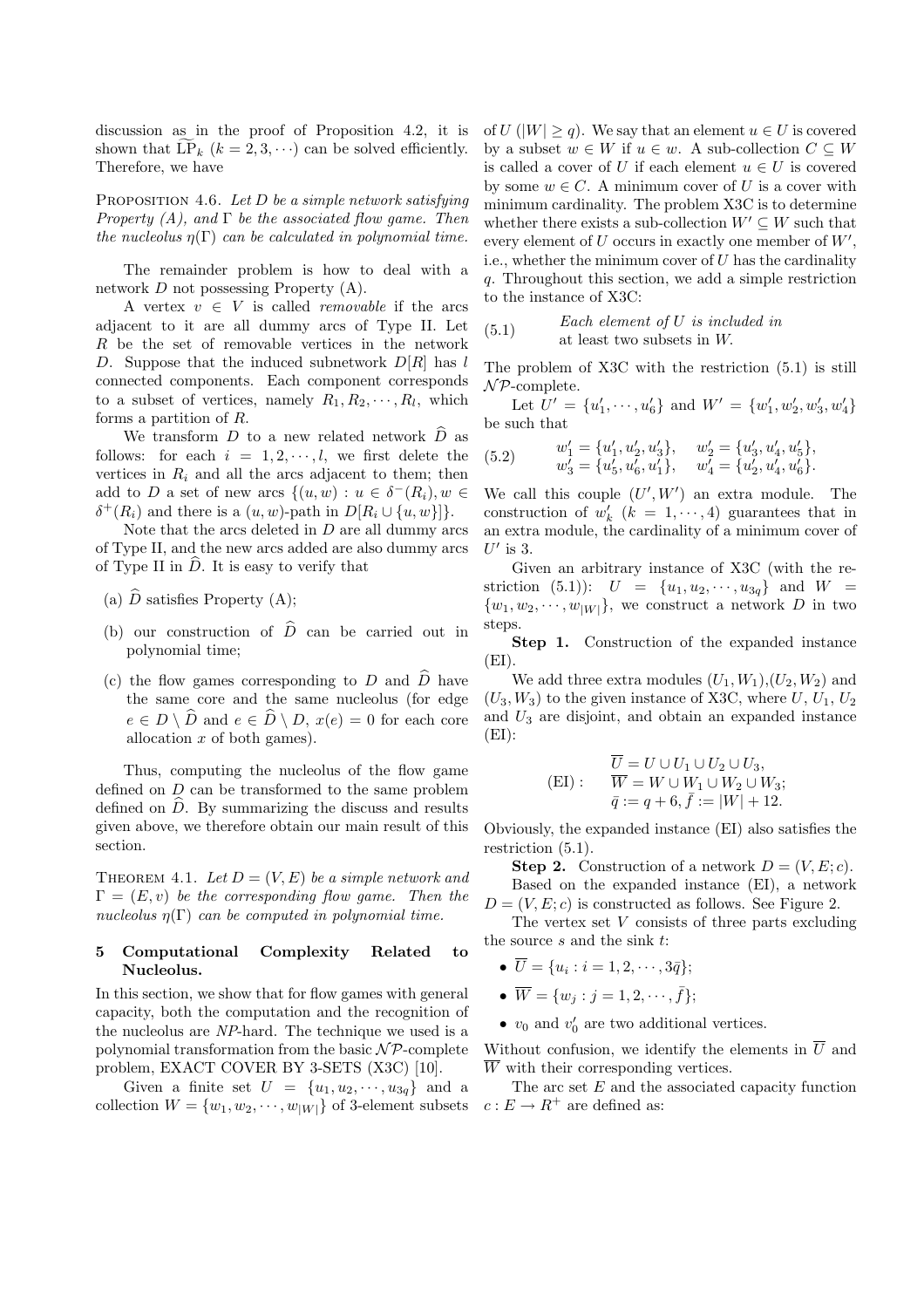discussion as in the proof of Proposition 4.2, it is shown that $\widetilde{\mathrm{LP}}_k$ ($k = 2, 3, \cdots$) can be solved efficiently. Therefore, we have

PROPOSITION 4.6. *Let $D$ be a simple network satisfying Property (A), and $\Gamma$ be the associated flow game. Then the nucleolus $\eta(\Gamma)$ can be calculated in polynomial time.*

The remainder problem is how to deal with a network $D$ not possessing Property (A).

A vertex $v \in V$ is called *removable* if the arcs adjacent to it are all dummy arcs of Type II. Let $R$ be the set of removable vertices in the network $D$. Suppose that the induced subnetwork $D[R]$ has $l$ connected components. Each component corresponds to a subset of vertices, namely $R_1, R_2, \cdots, R_l$, which forms a partition of $R$.

We transform $D$ to a new related network $\widehat{D}$ as follows: for each $i = 1, 2, \cdots, l$, we first delete the vertices in $R_i$ and all the arcs adjacent to them; then add to $D$ a set of new arcs $\{(u, w) : u \in \delta^-(R_i), w \in \delta^+(R_i)$ and there is a $(u, w)$-path in $D[R_i \cup \{u, w\}]\}$.

Note that the arcs deleted in $D$ are all dummy arcs of Type II, and the new arcs added are also dummy arcs of Type II in $\widehat{D}$. It is easy to verify that

- (a) $\widehat{D}$ satisfies Property (A);
- (b) our construction of $\widehat{D}$ can be carried out in polynomial time;
- (c) the flow games corresponding to $D$ and $\widehat{D}$ have the same core and the same nucleolus (for edge $e \in D \setminus \widehat{D}$ and $e \in \widehat{D} \setminus D$, $x(e) = 0$ for each core allocation $x$ of both games).

Thus, computing the nucleolus of the flow game defined on $D$ can be transformed to the same problem defined on $\widehat{D}$. By summarizing the discuss and results given above, we therefore obtain our main result of this section.

THEOREM 4.1. *Let $D = (V, E)$ be a simple network and $\Gamma = (E, v)$ be the corresponding flow game. Then the nucleolus $\eta(\Gamma)$ can be computed in polynomial time.*

## 5 Computational Complexity Related to Nucleolus.

In this section, we show that for flow games with general capacity, both the computation and the recognition of the nucleolus are *NP*-hard. The technique we used is a polynomial transformation from the basic $\mathcal{NP}$-complete problem, EXACT COVER BY 3-SETS (X3C) [10].

Given a finite set $U = \{u_1, u_2, \cdots, u_{3q}\}$ and a collection $W = \{w_1, w_2, \cdots, w_{|W|}\}$ of 3-element subsets of $U$ ($|W| \geq q$). We say that an element $u \in U$ is covered by a subset $w \in W$ if $u \in w$. A sub-collection $C \subseteq W$ is called a cover of $U$ if each element $u \in U$ is covered by some $w \in C$. A minimum cover of $U$ is a cover with minimum cardinality. The problem X3C is to determine whether there exists a sub-collection $W' \subseteq W$ such that every element of $U$ occurs in exactly one member of $W'$, i.e., whether the minimum cover of $U$ has the cardinality $q$. Throughout this section, we add a simple restriction to the instance of X3C:

$$\text{(5.1)} \qquad \textit{Each element of } U \textit{ is included in at least two subsets in } W.$$

The problem of X3C with the restriction (5.1) is still $\mathcal{NP}$-complete.

Let $U' = \{u'_1, \cdots, u'_6\}$ and $W' = \{w'_1, w'_2, w'_3, w'_4\}$ be such that

$$\text{(5.2)} \qquad \begin{array}{ll} w'_1 = \{u'_1, u'_2, u'_3\}, & w'_2 = \{u'_3, u'_4, u'_5\}, \\ w'_3 = \{u'_5, u'_6, u'_1\}, & w'_4 = \{u'_2, u'_4, u'_6\}. \end{array}$$

We call this couple $(U', W')$ an extra module. The construction of $w'_k$ ($k = 1, \cdots, 4$) guarantees that in an extra module, the cardinality of a minimum cover of $U'$ is 3.

Given an arbitrary instance of X3C (with the restriction (5.1)): $U = \{u_1, u_2, \cdots, u_{3q}\}$ and $W = \{w_1, w_2, \cdots, w_{|W|}\}$, we construct a network $D$ in two steps.

**Step 1.** Construction of the expanded instance (EI).

We add three extra modules $(U_1, W_1)$,$(U_2, W_2)$ and $(U_3, W_3)$ to the given instance of X3C, where $U$, $U_1$, $U_2$ and $U_3$ are disjoint, and obtain an expanded instance (EI):

$$\text{(EI)}: \qquad \begin{array}{l} \overline{U} = U \cup U_1 \cup U_2 \cup U_3, \\ \overline{W} = W \cup W_1 \cup W_2 \cup W_3; \\ \bar{q} := q + 6, \bar{f} := |W| + 12. \end{array}$$

Obviously, the expanded instance (EI) also satisfies the restriction (5.1).

**Step 2.** Construction of a network $D = (V, E; c)$.

Based on the expanded instance (EI), a network $D = (V, E; c)$ is constructed as follows. See Figure 2.

The vertex set $V$ consists of three parts excluding the source $s$ and the sink $t$:

- $\overline{U} = \{u_i : i = 1, 2, \cdots, 3\bar{q}\}$;
- $\overline{W} = \{w_j : j = 1, 2, \cdots, \bar{f}\}$;
- $v_0$ and $v'_0$ are two additional vertices.

Without confusion, we identify the elements in $\overline{U}$ and $\overline{W}$ with their corresponding vertices.

The arc set $E$ and the associated capacity function $c : E \rightarrow R^+$ are defined as: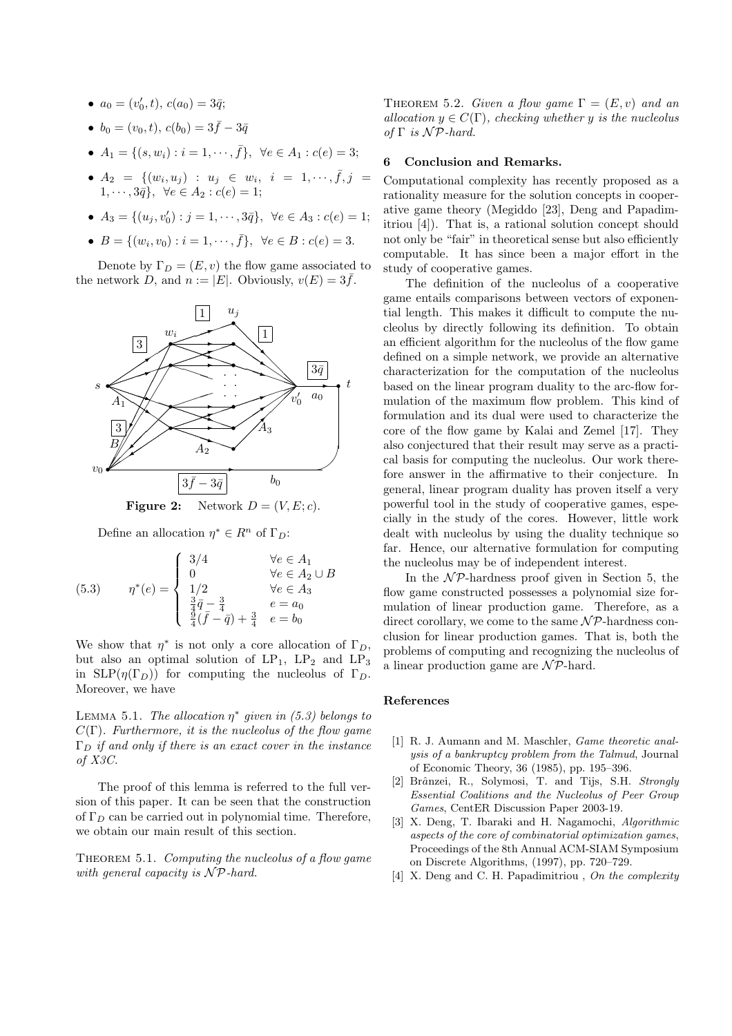- $a_0 = (v'_0, t)$, $c(a_0) = 3\bar{q}$;
- $b_0 = (v_0, t)$, $c(b_0) = 3\bar{f} - 3\bar{q}$
- $A_1 = \{(s, w_i) : i = 1, \cdots, \bar{f}\}$, $\forall e \in A_1 : c(e) = 3$;
- $A_2 = \{(w_i, u_j) : u_j \in w_i, \ i = 1, \cdots, \bar{f}, j = 1, \cdots, 3\bar{q}\}$, $\forall e \in A_2 : c(e) = 1$;
- $A_3 = \{(u_j, v'_0) : j = 1, \cdots, 3\bar{q}\}$, $\forall e \in A_3 : c(e) = 1$;
- $B = \{(w_i, v_0) : i = 1, \cdots, \bar{f}\}$, $\forall e \in B : c(e) = 3$.

Denote by $\Gamma_D = (E, v)$ the flow game associated to the network $D$, and $n := |E|$. Obviously, $v(E) = 3\bar{f}$.

**Figure 2:** Network $D = (V, E; c)$.

Define an allocation $\eta^* \in R^n$ of $\Gamma_D$:

$$
(5.3) \qquad \eta^*(e) = \begin{cases} 3/4 & \forall e \in A_1 \\ 0 & \forall e \in A_2 \cup B \\ 1/2 & \forall e \in A_3 \\ \frac{3}{4}\bar{q} - \frac{3}{4} & e = a_0 \\ \frac{9}{4}(\bar{f} - \bar{q}) + \frac{3}{4} & e = b_0 \end{cases}
$$

We show that $\eta^*$ is not only a core allocation of $\Gamma_D$, but also an optimal solution of $LP_1$, $LP_2$ and $LP_3$ in $SLP(\eta(\Gamma_D))$ for computing the nucleolus of $\Gamma_D$. Moreover, we have

Lemma 5.1. *The allocation $\eta^*$ given in (5.3) belongs to $C(\Gamma)$. Furthermore, it is the nucleolus of the flow game $\Gamma_D$ if and only if there is an exact cover in the instance of X3C.*

The proof of this lemma is referred to the full version of this paper. It can be seen that the construction of $\Gamma_D$ can be carried out in polynomial time. Therefore, we obtain our main result of this section.

Theorem 5.1. *Computing the nucleolus of a flow game with general capacity is $\mathcal{NP}$-hard.*

Theorem 5.2. *Given a flow game $\Gamma = (E, v)$ and an allocation $y \in C(\Gamma)$, checking whether $y$ is the nucleolus of $\Gamma$ is $\mathcal{NP}$-hard.*

## 6 Conclusion and Remarks.

Computational complexity has recently proposed as a rationality measure for the solution concepts in cooperative game theory (Megiddo [23], Deng and Papadimitriou [4]). That is, a rational solution concept should not only be "fair" in theoretical sense but also efficiently computable. It has since been a major effort in the study of cooperative games.

The definition of the nucleolus of a cooperative game entails comparisons between vectors of exponential length. This makes it difficult to compute the nucleolus by directly following its definition. To obtain an efficient algorithm for the nucleolus of the flow game defined on a simple network, we provide an alternative characterization for the computation of the nucleolus based on the linear program duality to the arc-flow formulation of the maximum flow problem. This kind of formulation and its dual were used to characterize the core of the flow game by Kalai and Zemel [17]. They also conjectured that their result may serve as a practical basis for computing the nucleolus. Our work therefore answer in the affirmative to their conjecture. In general, linear program duality has proven itself a very powerful tool in the study of cooperative games, especially in the study of the cores. However, little work dealt with nucleolus by using the duality technique so far. Hence, our alternative formulation for computing the nucleolus may be of independent interest.

In the $\mathcal{NP}$-hardness proof given in Section 5, the flow game constructed possesses a polynomial size formulation of linear production game. Therefore, as a direct corollary, we come to the same $\mathcal{NP}$-hardness conclusion for linear production games. That is, both the problems of computing and recognizing the nucleolus of a linear production game are $\mathcal{NP}$-hard.

## References

[1] R. J. Aumann and M. Maschler, *Game theoretic analysis of a bankruptcy problem from the Talmud*, Journal of Economic Theory, 36 (1985), pp. 195–396.

[2] Brânzei, R., Solymosi, T. and Tijs, S.H. *Strongly Essential Coalitions and the Nucleolus of Peer Group Games*, CentER Discussion Paper 2003-19.

[3] X. Deng, T. Ibaraki and H. Nagamochi, *Algorithmic aspects of the core of combinatorial optimization games*, Proceedings of the 8th Annual ACM-SIAM Symposium on Discrete Algorithms, (1997), pp. 720–729.

[4] X. Deng and C. H. Papadimitriou , *On the complexity*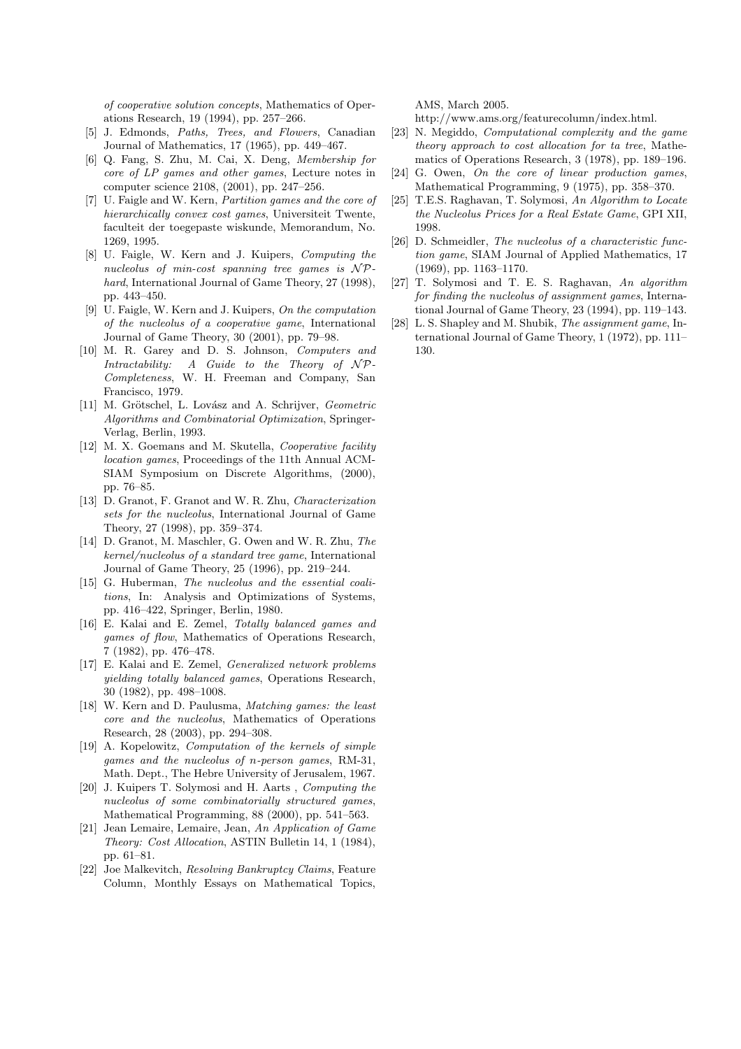*of cooperative solution concepts*, Mathematics of Operations Research, 19 (1994), pp. 257–266.

[5] J. Edmonds, *Paths, Trees, and Flowers*, Canadian Journal of Mathematics, 17 (1965), pp. 449–467.

[6] Q. Fang, S. Zhu, M. Cai, X. Deng, *Membership for core of LP games and other games*, Lecture notes in computer science 2108, (2001), pp. 247–256.

[7] U. Faigle and W. Kern, *Partition games and the core of hierarchically convex cost games*, Universiteit Twente, faculteit der toegepaste wiskunde, Memorandum, No. 1269, 1995.

[8] U. Faigle, W. Kern and J. Kuipers, *Computing the nucleolus of min-cost spanning tree games is $\mathcal{NP}$-hard*, International Journal of Game Theory, 27 (1998), pp. 443–450.

[9] U. Faigle, W. Kern and J. Kuipers, *On the computation of the nucleolus of a cooperative game*, International Journal of Game Theory, 30 (2001), pp. 79–98.

[10] M. R. Garey and D. S. Johnson, *Computers and Intractability: A Guide to the Theory of $\mathcal{NP}$-Completeness*, W. H. Freeman and Company, San Francisco, 1979.

[11] M. Grötschel, L. Lovász and A. Schrijver, *Geometric Algorithms and Combinatorial Optimization*, Springer-Verlag, Berlin, 1993.

[12] M. X. Goemans and M. Skutella, *Cooperative facility location games*, Proceedings of the 11th Annual ACM-SIAM Symposium on Discrete Algorithms, (2000), pp. 76–85.

[13] D. Granot, F. Granot and W. R. Zhu, *Characterization sets for the nucleolus*, International Journal of Game Theory, 27 (1998), pp. 359–374.

[14] D. Granot, M. Maschler, G. Owen and W. R. Zhu, *The kernel/nucleolus of a standard tree game*, International Journal of Game Theory, 25 (1996), pp. 219–244.

[15] G. Huberman, *The nucleolus and the essential coalitions*, In: Analysis and Optimizations of Systems, pp. 416–422, Springer, Berlin, 1980.

[16] E. Kalai and E. Zemel, *Totally balanced games and games of flow*, Mathematics of Operations Research, 7 (1982), pp. 476–478.

[17] E. Kalai and E. Zemel, *Generalized network problems yielding totally balanced games*, Operations Research, 30 (1982), pp. 498–1008.

[18] W. Kern and D. Paulusma, *Matching games: the least core and the nucleolus*, Mathematics of Operations Research, 28 (2003), pp. 294–308.

[19] A. Kopelowitz, *Computation of the kernels of simple games and the nucleolus of n-person games*, RM-31, Math. Dept., The Hebre University of Jerusalem, 1967.

[20] J. Kuipers T. Solymosi and H. Aarts , *Computing the nucleolus of some combinatorially structured games*, Mathematical Programming, 88 (2000), pp. 541–563.

[21] Jean Lemaire, Lemaire, Jean, *An Application of Game Theory: Cost Allocation*, ASTIN Bulletin 14, 1 (1984), pp. 61–81.

[22] Joe Malkevitch, *Resolving Bankruptcy Claims*, Feature Column, Monthly Essays on Mathematical Topics, AMS, March 2005. http://www.ams.org/featurecolumn/index.html.

[23] N. Megiddo, *Computational complexity and the game theory approach to cost allocation for ta tree*, Mathematics of Operations Research, 3 (1978), pp. 189–196.

[24] G. Owen, *On the core of linear production games*, Mathematical Programming, 9 (1975), pp. 358–370.

[25] T.E.S. Raghavan, T. Solymosi, *An Algorithm to Locate the Nucleolus Prices for a Real Estate Game*, GPI XII, 1998.

[26] D. Schmeidler, *The nucleolus of a characteristic function game*, SIAM Journal of Applied Mathematics, 17 (1969), pp. 1163–1170.

[27] T. Solymosi and T. E. S. Raghavan, *An algorithm for finding the nucleolus of assignment games*, International Journal of Game Theory, 23 (1994), pp. 119–143.

[28] L. S. Shapley and M. Shubik, *The assignment game*, International Journal of Game Theory, 1 (1972), pp. 111–130.